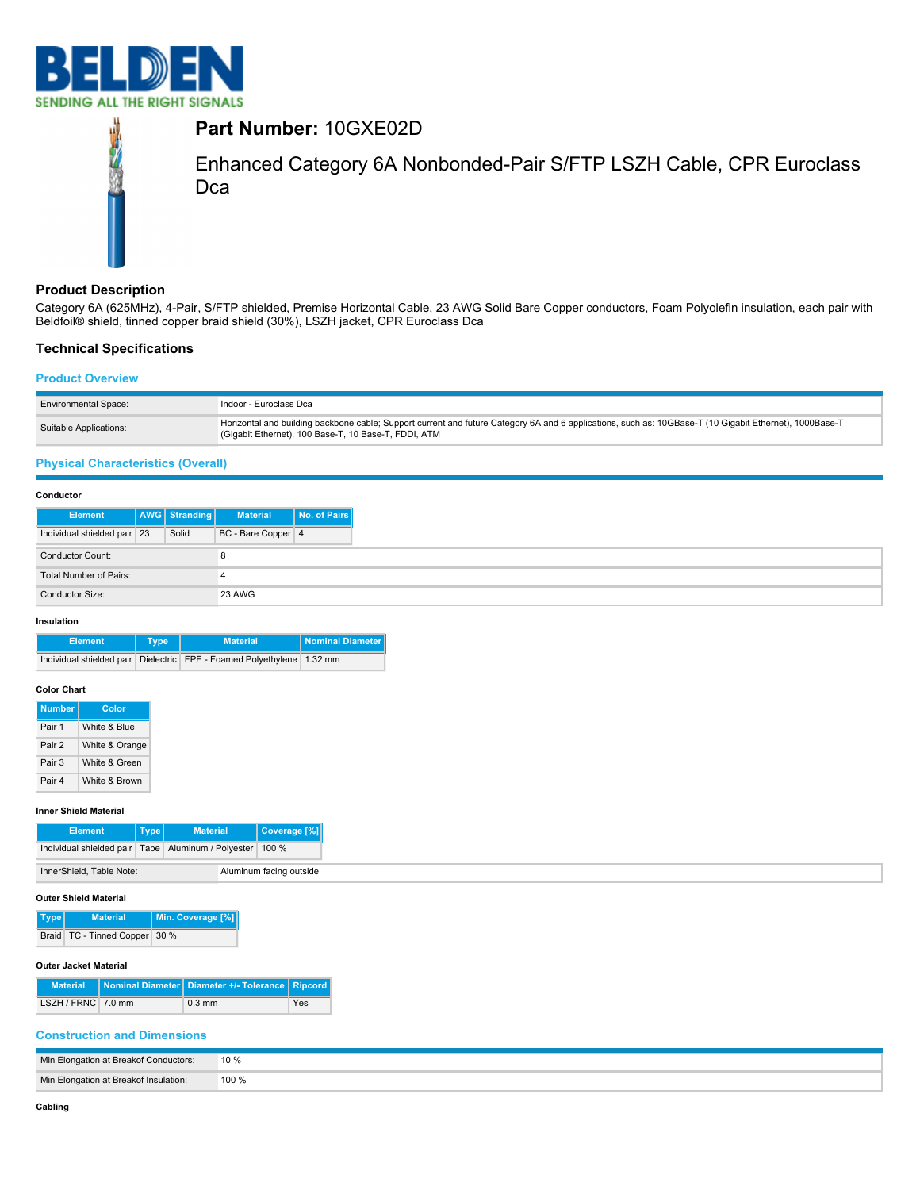**Part Number:** 10GXE02D

Enhanced Category 6A Nonbonded-Pair S/FTP LSZH Cable, CPR Euroclass Dca

## Product Description

Category 6A (625MHz), 4-Pair, S/FTP shielded, Premise Horizontal Cable, 23 AWG Solid Bare Copper conductors, Foam Polyolefin insulation, each pair with Beldfoil® shield, tinned copper braid shield (30%), LSZH jacket, CPR Euroclass Dca

## Technical Specifications

### Product Overview

| | |
|---|---|
| Environmental Space: | Indoor - Euroclass Dca |
| Suitable Applications: | Horizontal and building backbone cable; Support current and future Category 6A and 6 applications, such as: 10GBase-T (10 Gigabit Ethernet), 1000Base-T (Gigabit Ethernet), 100 Base-T, 10 Base-T, FDDI, ATM |

### Physical Characteristics (Overall)

**Conductor**

| Element | AWG | Stranding | Material | No. of Pairs |
|---|---|---|---|---|
| Individual shielded pair | 23 | Solid | BC - Bare Copper | 4 |

| | |
|---|---|
| Conductor Count: | 8 |
| Total Number of Pairs: | 4 |
| Conductor Size: | 23 AWG |

**Insulation**

| Element | Type | Material | Nominal Diameter |
|---|---|---|---|
| Individual shielded pair | Dielectric | FPE - Foamed Polyethylene | 1.32 mm |

**Color Chart**

| Number | Color |
|---|---|
| Pair 1 | White & Blue |
| Pair 2 | White & Orange |
| Pair 3 | White & Green |
| Pair 4 | White & Brown |

**Inner Shield Material**

| Element | Type | Material | Coverage [%] |
|---|---|---|---|
| Individual shielded pair | Tape | Aluminum / Polyester | 100 % |

| | |
|---|---|
| InnerShield, Table Note: | Aluminum facing outside |

**Outer Shield Material**

| Type | Material | Min. Coverage [%] |
|---|---|---|
| Braid | TC - Tinned Copper | 30 % |

**Outer Jacket Material**

| Material | Nominal Diameter | Diameter +/- Tolerance | Ripcord |
|---|---|---|---|
| LSZH / FRNC | 7.0 mm | 0.3 mm | Yes |

### Construction and Dimensions

| | |
|---|---|
| Min Elongation at Breakof Conductors: | 10 % |
| Min Elongation at Breakof Insulation: | 100 % |

**Cabling**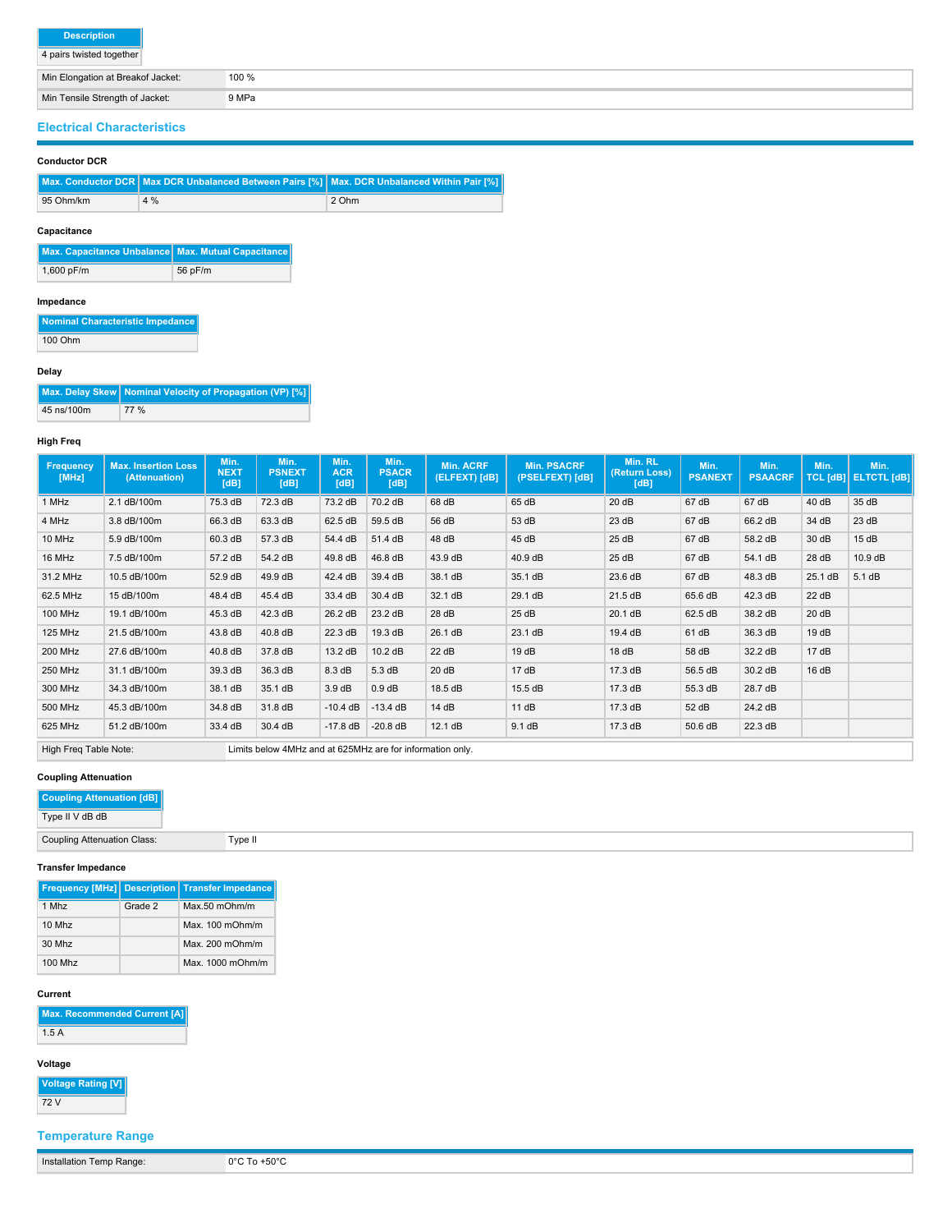| Description |
|---|
| 4 pairs twisted together |

| | |
|---|---|
| Min Elongation at Breakof Jacket: | 100 % |
| Min Tensile Strength of Jacket: | 9 MPa |

## Electrical Characteristics

### Conductor DCR

| Max. Conductor DCR | Max DCR Unbalanced Between Pairs [%] | Max. DCR Unbalanced Within Pair [%] |
|---|---|---|
| 95 Ohm/km | 4 % | 2 Ohm |

### Capacitance

| Max. Capacitance Unbalance | Max. Mutual Capacitance |
|---|---|
| 1,600 pF/m | 56 pF/m |

### Impedance

| Nominal Characteristic Impedance |
|---|
| 100 Ohm |

### Delay

| Max. Delay Skew | Nominal Velocity of Propagation (VP) [%] |
|---|---|
| 45 ns/100m | 77 % |

### High Freq

| Frequency [MHz] | Max. Insertion Loss (Attenuation) | Min. NEXT [dB] | Min. PSNEXT [dB] | Min. ACR [dB] | Min. PSACR [dB] | Min. ACRF (ELFEXT) [dB] | Min. PSACRF (PSELFEXT) [dB] | Min. RL (Return Loss) [dB] | Min. PSANEXT | Min. PSAACRF | Min. TCL [dB] | Min. ELTCTL [dB] |
|---|---|---|---|---|---|---|---|---|---|---|---|---|
| 1 MHz | 2.1 dB/100m | 75.3 dB | 72.3 dB | 73.2 dB | 70.2 dB | 68 dB | 65 dB | 20 dB | 67 dB | 67 dB | 40 dB | 35 dB |
| 4 MHz | 3.8 dB/100m | 66.3 dB | 63.3 dB | 62.5 dB | 59.5 dB | 56 dB | 53 dB | 23 dB | 67 dB | 66.2 dB | 34 dB | 23 dB |
| 10 MHz | 5.9 dB/100m | 60.3 dB | 57.3 dB | 54.4 dB | 51.4 dB | 48 dB | 45 dB | 25 dB | 67 dB | 58.2 dB | 30 dB | 15 dB |
| 16 MHz | 7.5 dB/100m | 57.2 dB | 54.2 dB | 49.8 dB | 46.8 dB | 43.9 dB | 40.9 dB | 25 dB | 67 dB | 54.1 dB | 28 dB | 10.9 dB |
| 31.2 MHz | 10.5 dB/100m | 52.9 dB | 49.9 dB | 42.4 dB | 39.4 dB | 38.1 dB | 35.1 dB | 23.6 dB | 67 dB | 48.3 dB | 25.1 dB | 5.1 dB |
| 62.5 MHz | 15 dB/100m | 48.4 dB | 45.4 dB | 33.4 dB | 30.4 dB | 32.1 dB | 29.1 dB | 21.5 dB | 65.6 dB | 42.3 dB | 22 dB | |
| 100 MHz | 19.1 dB/100m | 45.3 dB | 42.3 dB | 26.2 dB | 23.2 dB | 28 dB | 25 dB | 20.1 dB | 62.5 dB | 38.2 dB | 20 dB | |
| 125 MHz | 21.5 dB/100m | 43.8 dB | 40.8 dB | 22.3 dB | 19.3 dB | 26.1 dB | 23.1 dB | 19.4 dB | 61 dB | 36.3 dB | 19 dB | |
| 200 MHz | 27.6 dB/100m | 40.8 dB | 37.8 dB | 13.2 dB | 10.2 dB | 22 dB | 19 dB | 18 dB | 58 dB | 32.2 dB | 17 dB | |
| 250 MHz | 31.1 dB/100m | 39.3 dB | 36.3 dB | 8.3 dB | 5.3 dB | 20 dB | 17 dB | 17.3 dB | 56.5 dB | 30.2 dB | 16 dB | |
| 300 MHz | 34.3 dB/100m | 38.1 dB | 35.1 dB | 3.9 dB | 0.9 dB | 18.5 dB | 15.5 dB | 17.3 dB | 55.3 dB | 28.7 dB | | |
| 500 MHz | 45.3 dB/100m | 34.8 dB | 31.8 dB | -10.4 dB | -13.4 dB | 14 dB | 11 dB | 17.3 dB | 52 dB | 24.2 dB | | |
| 625 MHz | 51.2 dB/100m | 33.4 dB | 30.4 dB | -17.8 dB | -20.8 dB | 12.1 dB | 9.1 dB | 17.3 dB | 50.6 dB | 22.3 dB | | |

| | |
|---|---|
| High Freq Table Note: | Limits below 4MHz and at 625MHz are for information only. |

### Coupling Attenuation

| Coupling Attenuation [dB] |
|---|
| Type II V dB dB |

| | |
|---|---|
| Coupling Attenuation Class: | Type II |

### Transfer Impedance

| Frequency [MHz] | Description | Transfer Impedance |
|---|---|---|
| 1 Mhz | Grade 2 | Max.50 mOhm/m |
| 10 Mhz | | Max. 100 mOhm/m |
| 30 Mhz | | Max. 200 mOhm/m |
| 100 Mhz | | Max. 1000 mOhm/m |

### Current

| Max. Recommended Current [A] |
|---|
| 1.5 A |

### Voltage

| Voltage Rating [V] |
|---|
| 72 V |

## Temperature Range

| | |
|---|---|
| Installation Temp Range: | 0°C To +50°C |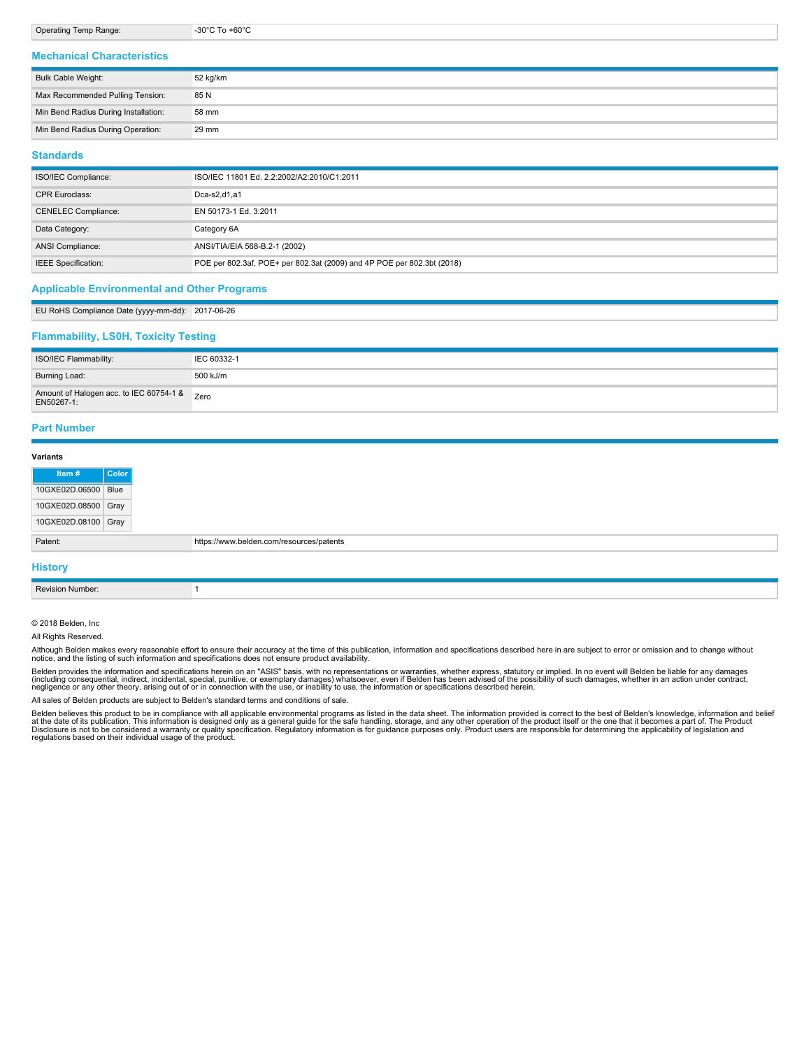| | |
|---|---|
| Operating Temp Range: | -30°C To +60°C |

## Mechanical Characteristics

| | |
|---|---|
| Bulk Cable Weight: | 52 kg/km |
| Max Recommended Pulling Tension: | 85 N |
| Min Bend Radius During Installation: | 58 mm |
| Min Bend Radius During Operation: | 29 mm |

## Standards

| | |
|---|---|
| ISO/IEC Compliance: | ISO/IEC 11801 Ed. 2.2:2002/A2:2010/C1:2011 |
| CPR Euroclass: | Dca-s2,d1,a1 |
| CENELEC Compliance: | EN 50173-1 Ed. 3:2011 |
| Data Category: | Category 6A |
| ANSI Compliance: | ANSI/TIA/EIA 568-B.2-1 (2002) |
| IEEE Specification: | POE per 802.3af, POE+ per 802.3at (2009) and 4P POE per 802.3bt (2018) |

## Applicable Environmental and Other Programs

| | |
|---|---|
| EU RoHS Compliance Date (yyyy-mm-dd): | 2017-06-26 |

## Flammability, LS0H, Toxicity Testing

| | |
|---|---|
| ISO/IEC Flammability: | IEC 60332-1 |
| Burning Load: | 500 kJ/m |
| Amount of Halogen acc. to IEC 60754-1 & EN50267-1: | Zero |

## Part Number

**Variants**

| Item # | Color |
|---|---|
| 10GXE02D.06500 | Blue |
| 10GXE02D.08500 | Gray |
| 10GXE02D.08100 | Gray |

| | |
|---|---|
| Patent: | https://www.belden.com/resources/patents |

## History

| | |
|---|---|
| Revision Number: | 1 |

© 2018 Belden, Inc

All Rights Reserved.

Although Belden makes every reasonable effort to ensure their accuracy at the time of this publication, information and specifications described here in are subject to error or omission and to change without notice, and the listing of such information and specifications does not ensure product availability.

Belden provides the information and specifications herein on an "ASIS" basis, with no representations or warranties, whether express, statutory or implied. In no event will Belden be liable for any damages (including consequential, indirect, incidental, special, punitive, or exemplary damages) whatsoever, even if Belden has been advised of the possibility of such damages, whether in an action under contract, negligence or any other theory, arising out of or in connection with the use, or inability to use, the information or specifications described herein.

All sales of Belden products are subject to Belden's standard terms and conditions of sale.

Belden believes this product to be in compliance with all applicable environmental programs as listed in the data sheet. The information provided is correct to the best of Belden's knowledge, information and belief at the date of its publication. This information is designed only as a general guide for the safe handling, storage, and any other operation of the product itself or the one that it becomes a part of. The Product Disclosure is not to be considered a warranty or quality specification. Regulatory information is for guidance purposes only. Product users are responsible for determining the applicability of legislation and regulations based on their individual usage of the product.